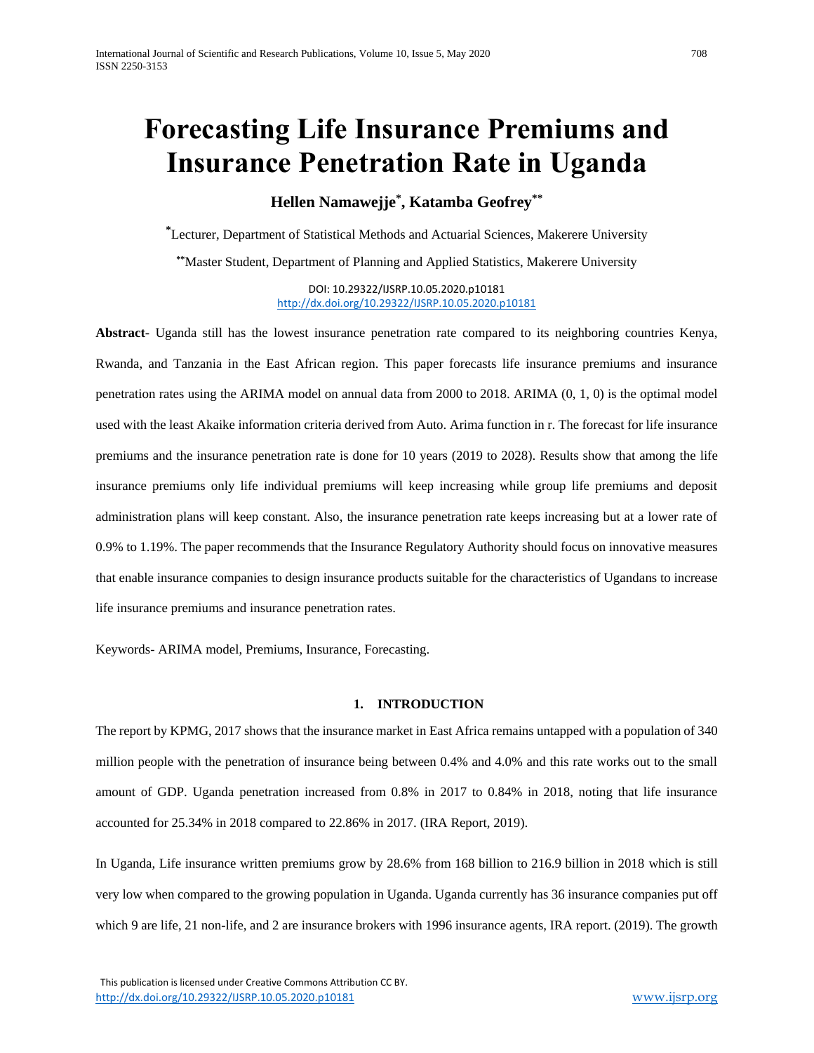# Forecasting Life Insurance Premiums and Insurance Penetration Rate in Uganda

**Hellen Namawejje[*], Katamba Geofrey[**]**

[*]Lecturer, Department of Statistical Methods and Actuarial Sciences, Makerere University

[**]Master Student, Department of Planning and Applied Statistics, Makerere University

DOI: 10.29322/IJSRP.10.05.2020.p10181
http://dx.doi.org/10.29322/IJSRP.10.05.2020.p10181

**Abstract**- Uganda still has the lowest insurance penetration rate compared to its neighboring countries Kenya, Rwanda, and Tanzania in the East African region. This paper forecasts life insurance premiums and insurance penetration rates using the ARIMA model on annual data from 2000 to 2018. ARIMA (0, 1, 0) is the optimal model used with the least Akaike information criteria derived from Auto. Arima function in r. The forecast for life insurance premiums and the insurance penetration rate is done for 10 years (2019 to 2028). Results show that among the life insurance premiums only life individual premiums will keep increasing while group life premiums and deposit administration plans will keep constant. Also, the insurance penetration rate keeps increasing but at a lower rate of 0.9% to 1.19%. The paper recommends that the Insurance Regulatory Authority should focus on innovative measures that enable insurance companies to design insurance products suitable for the characteristics of Ugandans to increase life insurance premiums and insurance penetration rates.

Keywords- ARIMA model, Premiums, Insurance, Forecasting.

## 1. INTRODUCTION

The report by KPMG, 2017 shows that the insurance market in East Africa remains untapped with a population of 340 million people with the penetration of insurance being between 0.4% and 4.0% and this rate works out to the small amount of GDP. Uganda penetration increased from 0.8% in 2017 to 0.84% in 2018, noting that life insurance accounted for 25.34% in 2018 compared to 22.86% in 2017. (IRA Report, 2019).

In Uganda, Life insurance written premiums grow by 28.6% from 168 billion to 216.9 billion in 2018 which is still very low when compared to the growing population in Uganda. Uganda currently has 36 insurance companies put off which 9 are life, 21 non-life, and 2 are insurance brokers with 1996 insurance agents, IRA report. (2019). The growth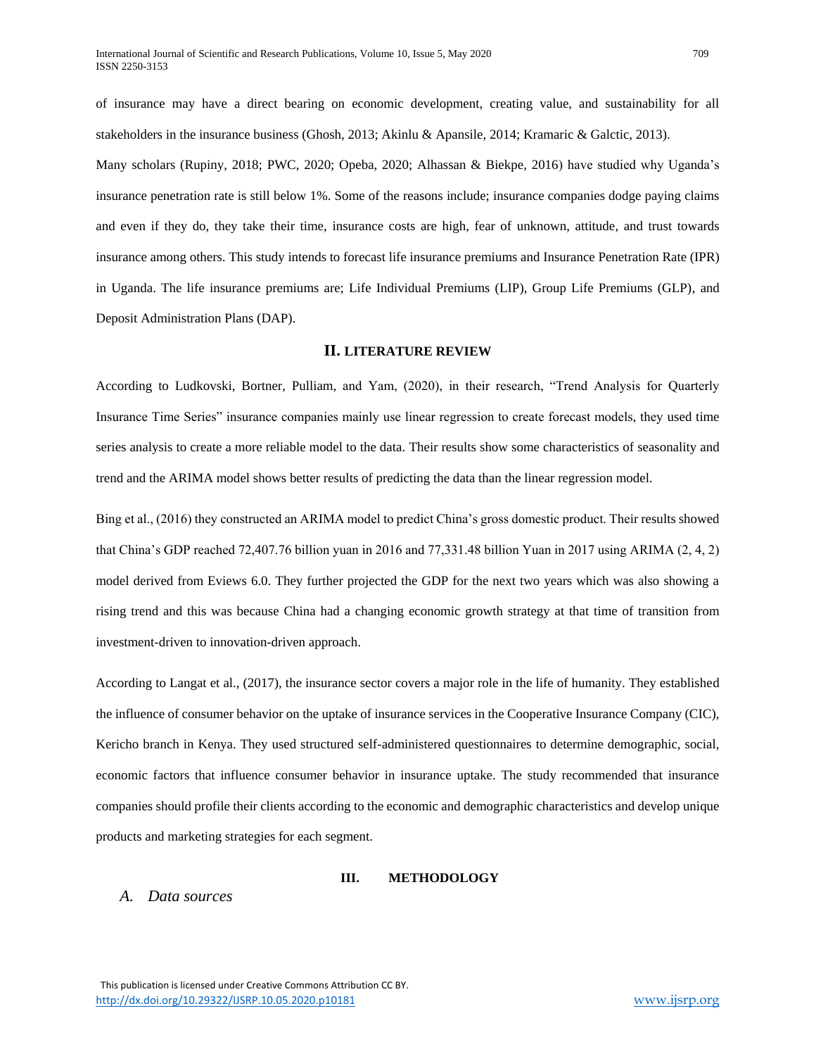of insurance may have a direct bearing on economic development, creating value, and sustainability for all stakeholders in the insurance business (Ghosh, 2013; Akinlu & Apansile, 2014; Kramaric & Galctic, 2013).

Many scholars (Rupiny, 2018; PWC, 2020; Opeba, 2020; Alhassan & Biekpe, 2016) have studied why Uganda's insurance penetration rate is still below 1%. Some of the reasons include; insurance companies dodge paying claims and even if they do, they take their time, insurance costs are high, fear of unknown, attitude, and trust towards insurance among others. This study intends to forecast life insurance premiums and Insurance Penetration Rate (IPR) in Uganda. The life insurance premiums are; Life Individual Premiums (LIP), Group Life Premiums (GLP), and Deposit Administration Plans (DAP).

## II. LITERATURE REVIEW

According to Ludkovski, Bortner, Pulliam, and Yam, (2020), in their research, "Trend Analysis for Quarterly Insurance Time Series" insurance companies mainly use linear regression to create forecast models, they used time series analysis to create a more reliable model to the data. Their results show some characteristics of seasonality and trend and the ARIMA model shows better results of predicting the data than the linear regression model.

Bing et al., (2016) they constructed an ARIMA model to predict China's gross domestic product. Their results showed that China's GDP reached 72,407.76 billion yuan in 2016 and 77,331.48 billion Yuan in 2017 using ARIMA (2, 4, 2) model derived from Eviews 6.0. They further projected the GDP for the next two years which was also showing a rising trend and this was because China had a changing economic growth strategy at that time of transition from investment-driven to innovation-driven approach.

According to Langat et al., (2017), the insurance sector covers a major role in the life of humanity. They established the influence of consumer behavior on the uptake of insurance services in the Cooperative Insurance Company (CIC), Kericho branch in Kenya. They used structured self-administered questionnaires to determine demographic, social, economic factors that influence consumer behavior in insurance uptake. The study recommended that insurance companies should profile their clients according to the economic and demographic characteristics and develop unique products and marketing strategies for each segment.

## III. METHODOLOGY

### *A. Data sources*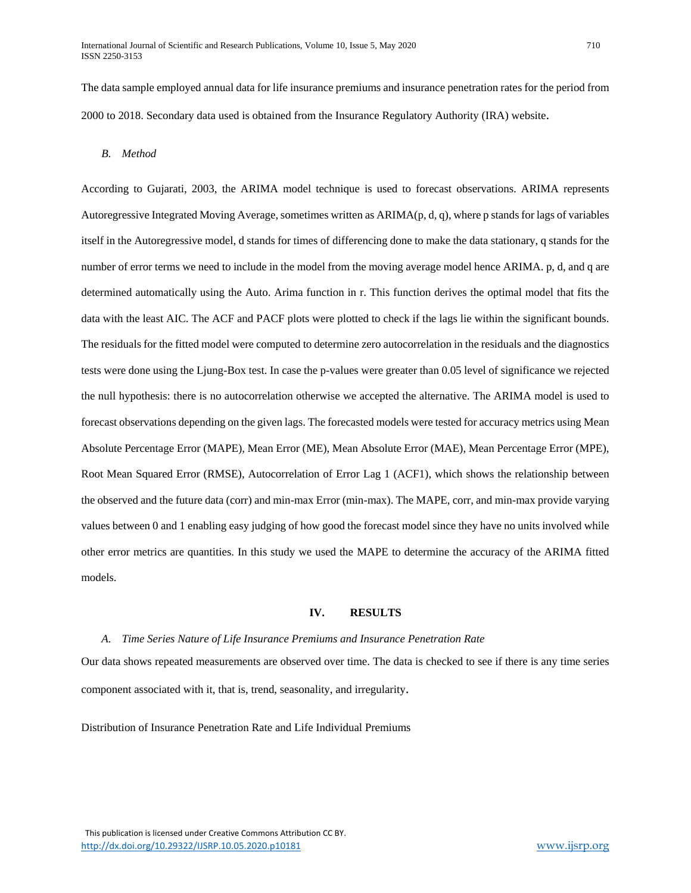The data sample employed annual data for life insurance premiums and insurance penetration rates for the period from 2000 to 2018. Secondary data used is obtained from the Insurance Regulatory Authority (IRA) website.

### *B. Method*

According to Gujarati, 2003, the ARIMA model technique is used to forecast observations. ARIMA represents Autoregressive Integrated Moving Average, sometimes written as ARIMA(p, d, q), where p stands for lags of variables itself in the Autoregressive model, d stands for times of differencing done to make the data stationary, q stands for the number of error terms we need to include in the model from the moving average model hence ARIMA. p, d, and q are determined automatically using the Auto. Arima function in r. This function derives the optimal model that fits the data with the least AIC. The ACF and PACF plots were plotted to check if the lags lie within the significant bounds. The residuals for the fitted model were computed to determine zero autocorrelation in the residuals and the diagnostics tests were done using the Ljung-Box test. In case the p-values were greater than 0.05 level of significance we rejected the null hypothesis: there is no autocorrelation otherwise we accepted the alternative. The ARIMA model is used to forecast observations depending on the given lags. The forecasted models were tested for accuracy metrics using Mean Absolute Percentage Error (MAPE), Mean Error (ME), Mean Absolute Error (MAE), Mean Percentage Error (MPE), Root Mean Squared Error (RMSE), Autocorrelation of Error Lag 1 (ACF1), which shows the relationship between the observed and the future data (corr) and min-max Error (min-max). The MAPE, corr, and min-max provide varying values between 0 and 1 enabling easy judging of how good the forecast model since they have no units involved while other error metrics are quantities. In this study we used the MAPE to determine the accuracy of the ARIMA fitted models.

## IV. RESULTS

### *A. Time Series Nature of Life Insurance Premiums and Insurance Penetration Rate*

Our data shows repeated measurements are observed over time. The data is checked to see if there is any time series component associated with it, that is, trend, seasonality, and irregularity.

Distribution of Insurance Penetration Rate and Life Individual Premiums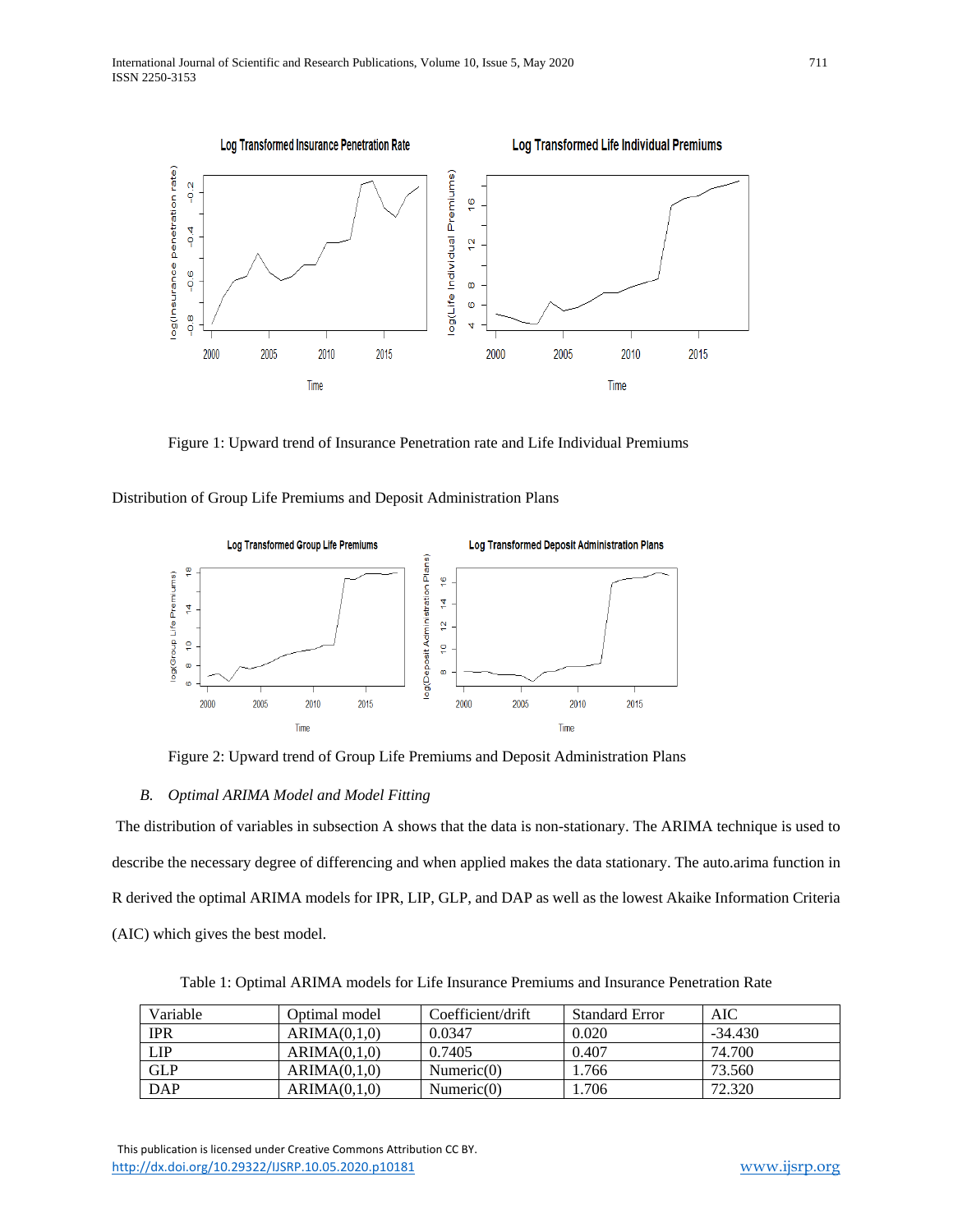Figure 1: Upward trend of Insurance Penetration rate and Life Individual Premiums

Distribution of Group Life Premiums and Deposit Administration Plans

Figure 2: Upward trend of Group Life Premiums and Deposit Administration Plans

### *B. Optimal ARIMA Model and Model Fitting*

The distribution of variables in subsection A shows that the data is non-stationary. The ARIMA technique is used to describe the necessary degree of differencing and when applied makes the data stationary. The auto.arima function in R derived the optimal ARIMA models for IPR, LIP, GLP, and DAP as well as the lowest Akaike Information Criteria (AIC) which gives the best model.

Table 1: Optimal ARIMA models for Life Insurance Premiums and Insurance Penetration Rate

| Variable | Optimal model | Coefficient/drift | Standard Error | AIC |
|---|---|---|---|---|
| IPR | ARIMA(0,1,0) | 0.0347 | 0.020 | -34.430 |
| LIP | ARIMA(0,1,0) | 0.7405 | 0.407 | 74.700 |
| GLP | ARIMA(0,1,0) | Numeric(0) | 1.766 | 73.560 |
| DAP | ARIMA(0,1,0) | Numeric(0) | 1.706 | 72.320 |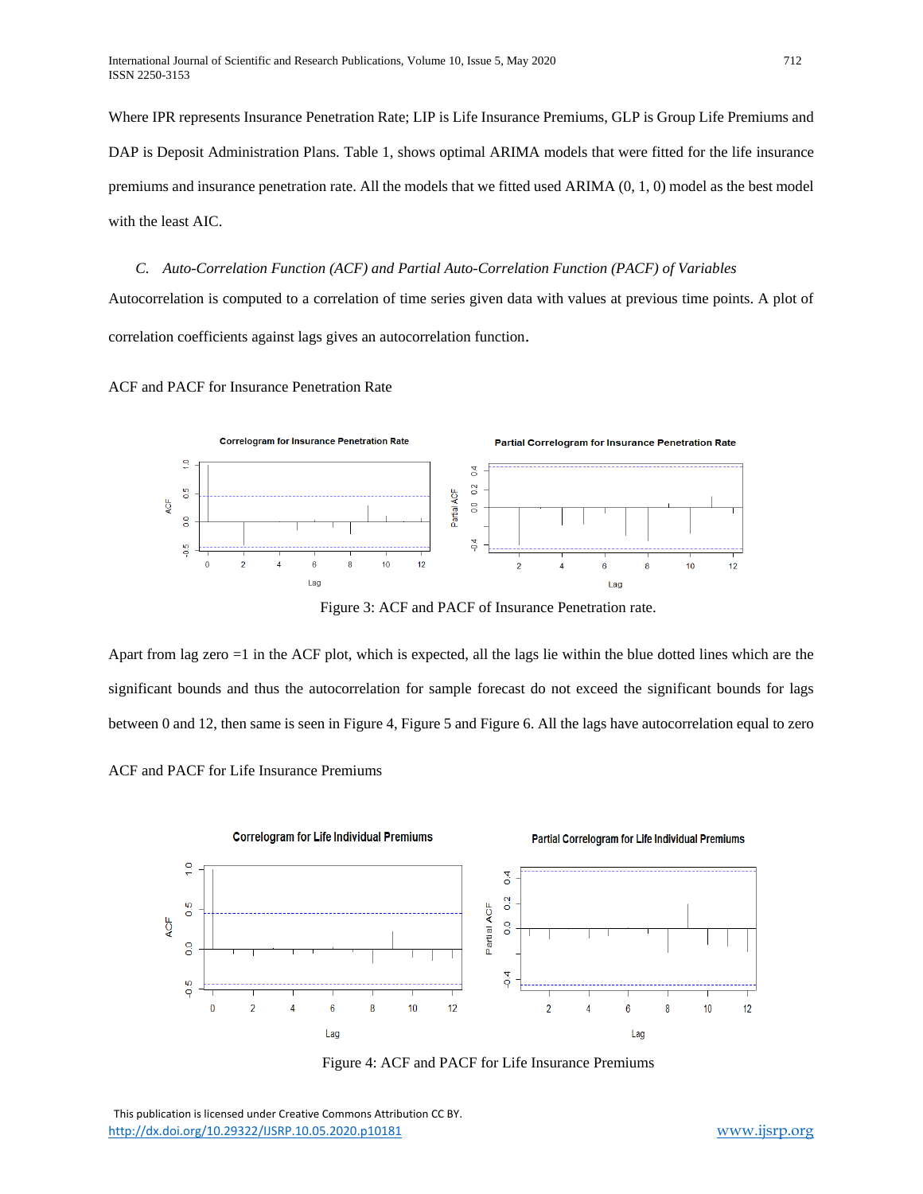Where IPR represents Insurance Penetration Rate; LIP is Life Insurance Premiums, GLP is Group Life Premiums and DAP is Deposit Administration Plans. Table 1, shows optimal ARIMA models that were fitted for the life insurance premiums and insurance penetration rate. All the models that we fitted used ARIMA (0, 1, 0) model as the best model with the least AIC.

### *C. Auto-Correlation Function (ACF) and Partial Auto-Correlation Function (PACF) of Variables*

Autocorrelation is computed to a correlation of time series given data with values at previous time points. A plot of correlation coefficients against lags gives an autocorrelation function.

ACF and PACF for Insurance Penetration Rate

Figure 3: ACF and PACF of Insurance Penetration rate.

Apart from lag zero =1 in the ACF plot, which is expected, all the lags lie within the blue dotted lines which are the significant bounds and thus the autocorrelation for sample forecast do not exceed the significant bounds for lags between 0 and 12, then same is seen in Figure 4, Figure 5 and Figure 6. All the lags have autocorrelation equal to zero

ACF and PACF for Life Insurance Premiums

Figure 4: ACF and PACF for Life Insurance Premiums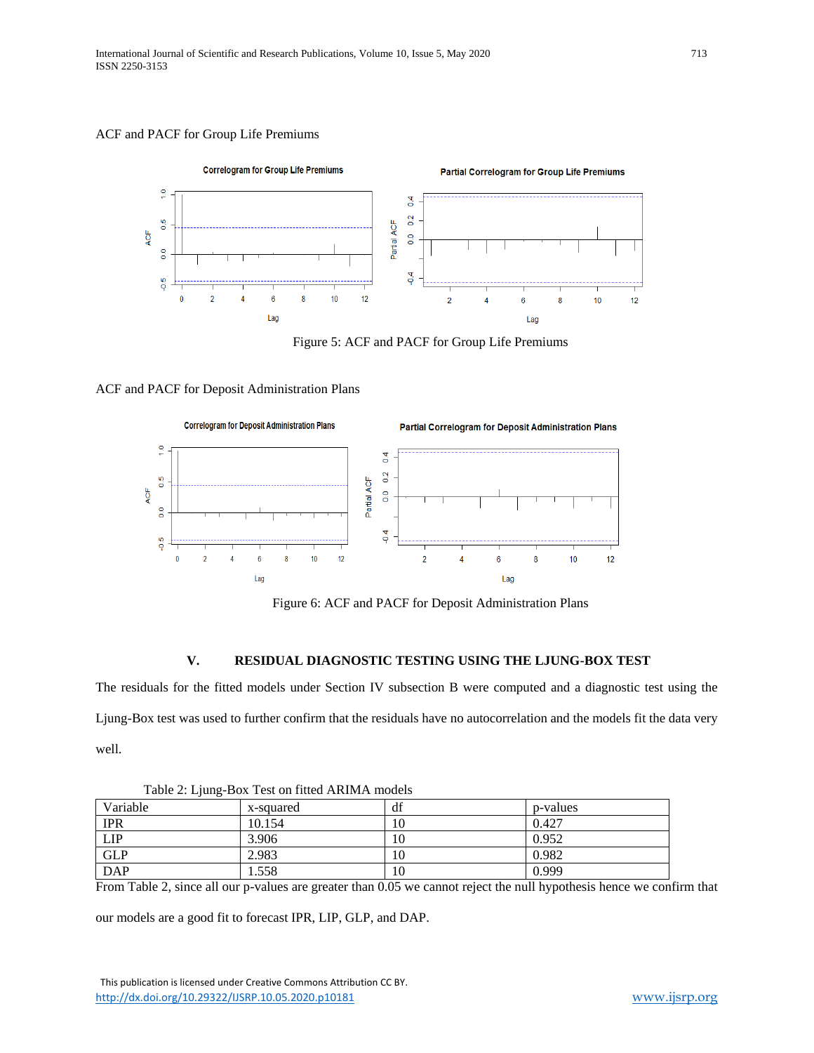ACF and PACF for Group Life Premiums

Figure 5: ACF and PACF for Group Life Premiums

ACF and PACF for Deposit Administration Plans

Figure 6: ACF and PACF for Deposit Administration Plans

## V. RESIDUAL DIAGNOSTIC TESTING USING THE LJUNG-BOX TEST

The residuals for the fitted models under Section IV subsection B were computed and a diagnostic test using the Ljung-Box test was used to further confirm that the residuals have no autocorrelation and the models fit the data very well.

Table 2: Ljung-Box Test on fitted ARIMA models

| Variable | x-squared | df | p-values |
|---|---|---|---|
| IPR | 10.154 | 10 | 0.427 |
| LIP | 3.906 | 10 | 0.952 |
| GLP | 2.983 | 10 | 0.982 |
| DAP | 1.558 | 10 | 0.999 |

From Table 2, since all our p-values are greater than 0.05 we cannot reject the null hypothesis hence we confirm that our models are a good fit to forecast IPR, LIP, GLP, and DAP.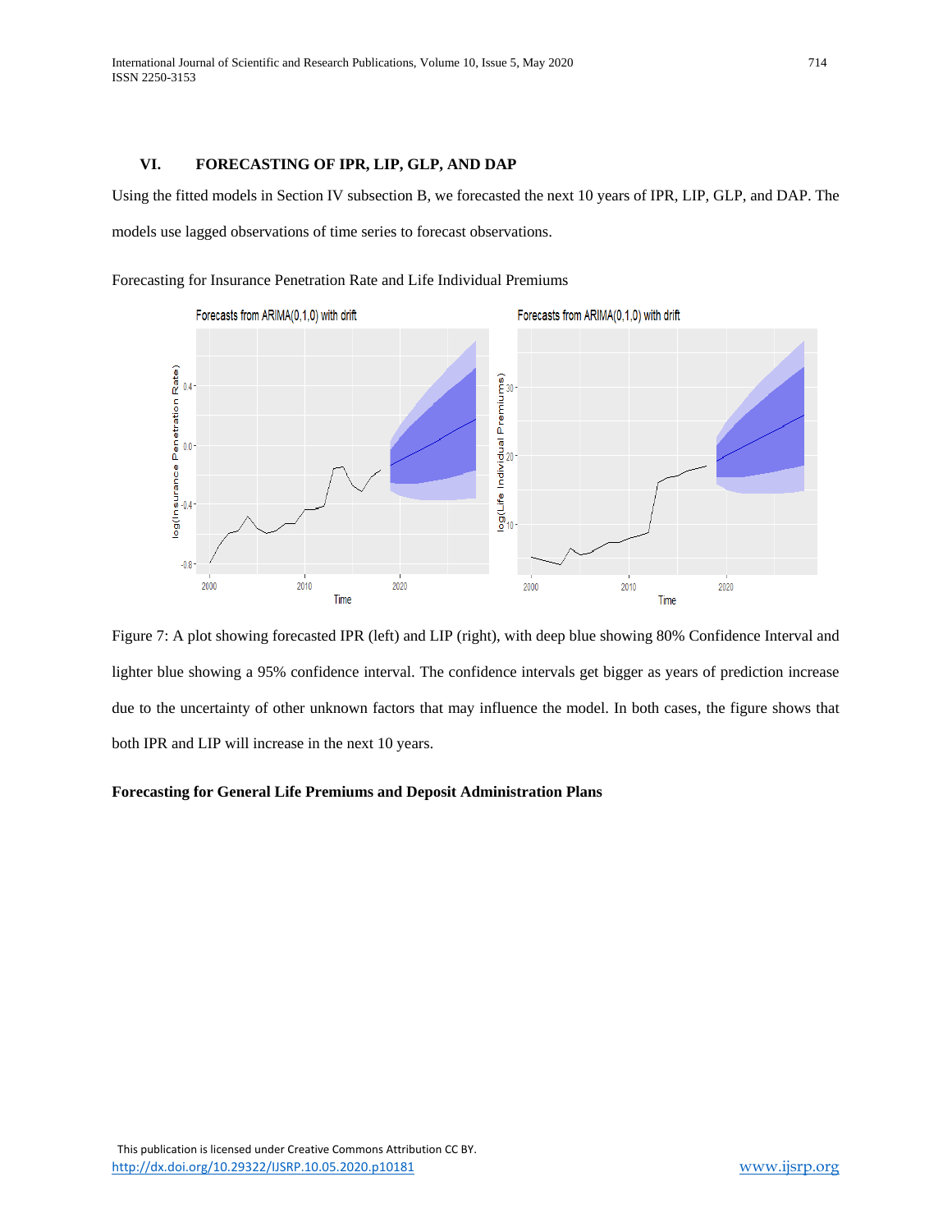## VI. FORECASTING OF IPR, LIP, GLP, AND DAP

Using the fitted models in Section IV subsection B, we forecasted the next 10 years of IPR, LIP, GLP, and DAP. The models use lagged observations of time series to forecast observations.

Forecasting for Insurance Penetration Rate and Life Individual Premiums

Figure 7: A plot showing forecasted IPR (left) and LIP (right), with deep blue showing 80% Confidence Interval and lighter blue showing a 95% confidence interval. The confidence intervals get bigger as years of prediction increase due to the uncertainty of other unknown factors that may influence the model. In both cases, the figure shows that both IPR and LIP will increase in the next 10 years.

**Forecasting for General Life Premiums and Deposit Administration Plans**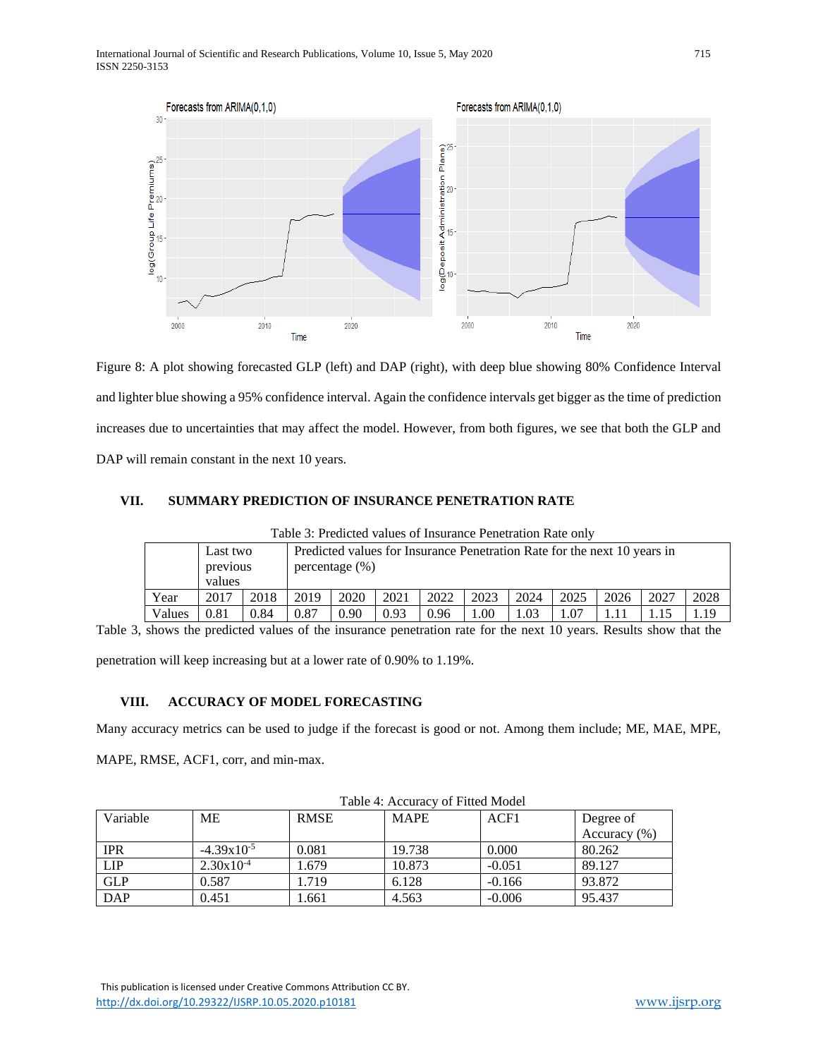Figure 8: A plot showing forecasted GLP (left) and DAP (right), with deep blue showing 80% Confidence Interval and lighter blue showing a 95% confidence interval. Again the confidence intervals get bigger as the time of prediction increases due to uncertainties that may affect the model. However, from both figures, we see that both the GLP and DAP will remain constant in the next 10 years.

## VII. SUMMARY PREDICTION OF INSURANCE PENETRATION RATE

Table 3: Predicted values of Insurance Penetration Rate only

| | Last two previous values | | Predicted values for Insurance Penetration Rate for the next 10 years in percentage (%) | | | | | | | | | |
|---|---|---|---|---|---|---|---|---|---|---|---|---|
| Year | 2017 | 2018 | 2019 | 2020 | 2021 | 2022 | 2023 | 2024 | 2025 | 2026 | 2027 | 2028 |
| Values | 0.81 | 0.84 | 0.87 | 0.90 | 0.93 | 0.96 | 1.00 | 1.03 | 1.07 | 1.11 | 1.15 | 1.19 |

Table 3, shows the predicted values of the insurance penetration rate for the next 10 years. Results show that the penetration will keep increasing but at a lower rate of 0.90% to 1.19%.

## VIII. ACCURACY OF MODEL FORECASTING

Many accuracy metrics can be used to judge if the forecast is good or not. Among them include; ME, MAE, MPE, MAPE, RMSE, ACF1, corr, and min-max.

Table 4: Accuracy of Fitted Model

| Variable | ME | RMSE | MAPE | ACF1 | Degree of Accuracy (%) |
|---|---|---|---|---|---|
| IPR | $-4.39\times10^{-5}$ | 0.081 | 19.738 | 0.000 | 80.262 |
| LIP | $2.30\times10^{-4}$ | 1.679 | 10.873 | -0.051 | 89.127 |
| GLP | 0.587 | 1.719 | 6.128 | -0.166 | 93.872 |
| DAP | 0.451 | 1.661 | 4.563 | -0.006 | 95.437 |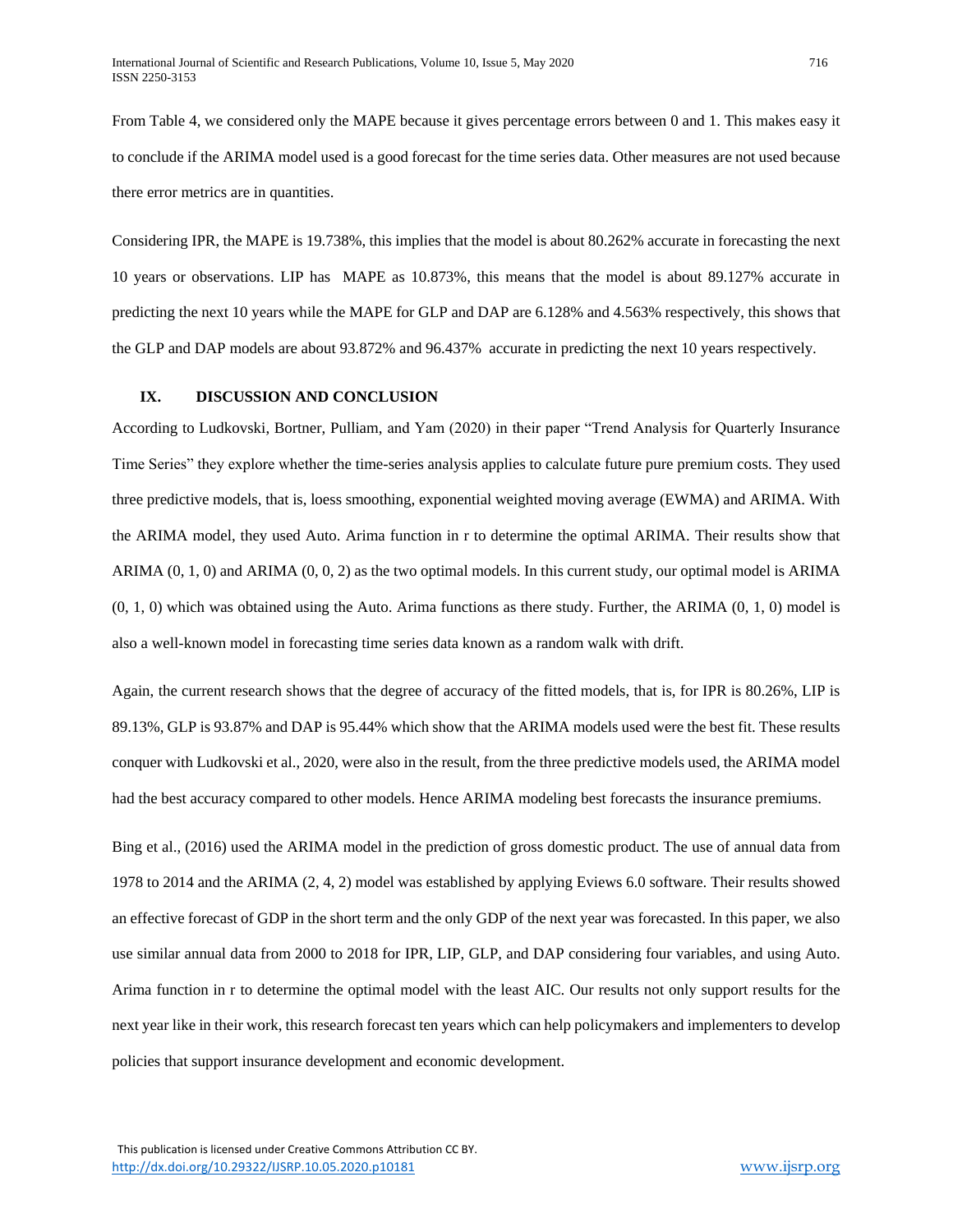From Table 4, we considered only the MAPE because it gives percentage errors between 0 and 1. This makes easy it to conclude if the ARIMA model used is a good forecast for the time series data. Other measures are not used because there error metrics are in quantities.

Considering IPR, the MAPE is 19.738%, this implies that the model is about 80.262% accurate in forecasting the next 10 years or observations. LIP has MAPE as 10.873%, this means that the model is about 89.127% accurate in predicting the next 10 years while the MAPE for GLP and DAP are 6.128% and 4.563% respectively, this shows that the GLP and DAP models are about 93.872% and 96.437% accurate in predicting the next 10 years respectively.

## IX. DISCUSSION AND CONCLUSION

According to Ludkovski, Bortner, Pulliam, and Yam (2020) in their paper "Trend Analysis for Quarterly Insurance Time Series" they explore whether the time-series analysis applies to calculate future pure premium costs. They used three predictive models, that is, loess smoothing, exponential weighted moving average (EWMA) and ARIMA. With the ARIMA model, they used Auto. Arima function in r to determine the optimal ARIMA. Their results show that ARIMA (0, 1, 0) and ARIMA (0, 0, 2) as the two optimal models. In this current study, our optimal model is ARIMA (0, 1, 0) which was obtained using the Auto. Arima functions as there study. Further, the ARIMA (0, 1, 0) model is also a well-known model in forecasting time series data known as a random walk with drift.

Again, the current research shows that the degree of accuracy of the fitted models, that is, for IPR is 80.26%, LIP is 89.13%, GLP is 93.87% and DAP is 95.44% which show that the ARIMA models used were the best fit. These results conquer with Ludkovski et al., 2020, were also in the result, from the three predictive models used, the ARIMA model had the best accuracy compared to other models. Hence ARIMA modeling best forecasts the insurance premiums.

Bing et al., (2016) used the ARIMA model in the prediction of gross domestic product. The use of annual data from 1978 to 2014 and the ARIMA (2, 4, 2) model was established by applying Eviews 6.0 software. Their results showed an effective forecast of GDP in the short term and the only GDP of the next year was forecasted. In this paper, we also use similar annual data from 2000 to 2018 for IPR, LIP, GLP, and DAP considering four variables, and using Auto. Arima function in r to determine the optimal model with the least AIC. Our results not only support results for the next year like in their work, this research forecast ten years which can help policymakers and implementers to develop policies that support insurance development and economic development.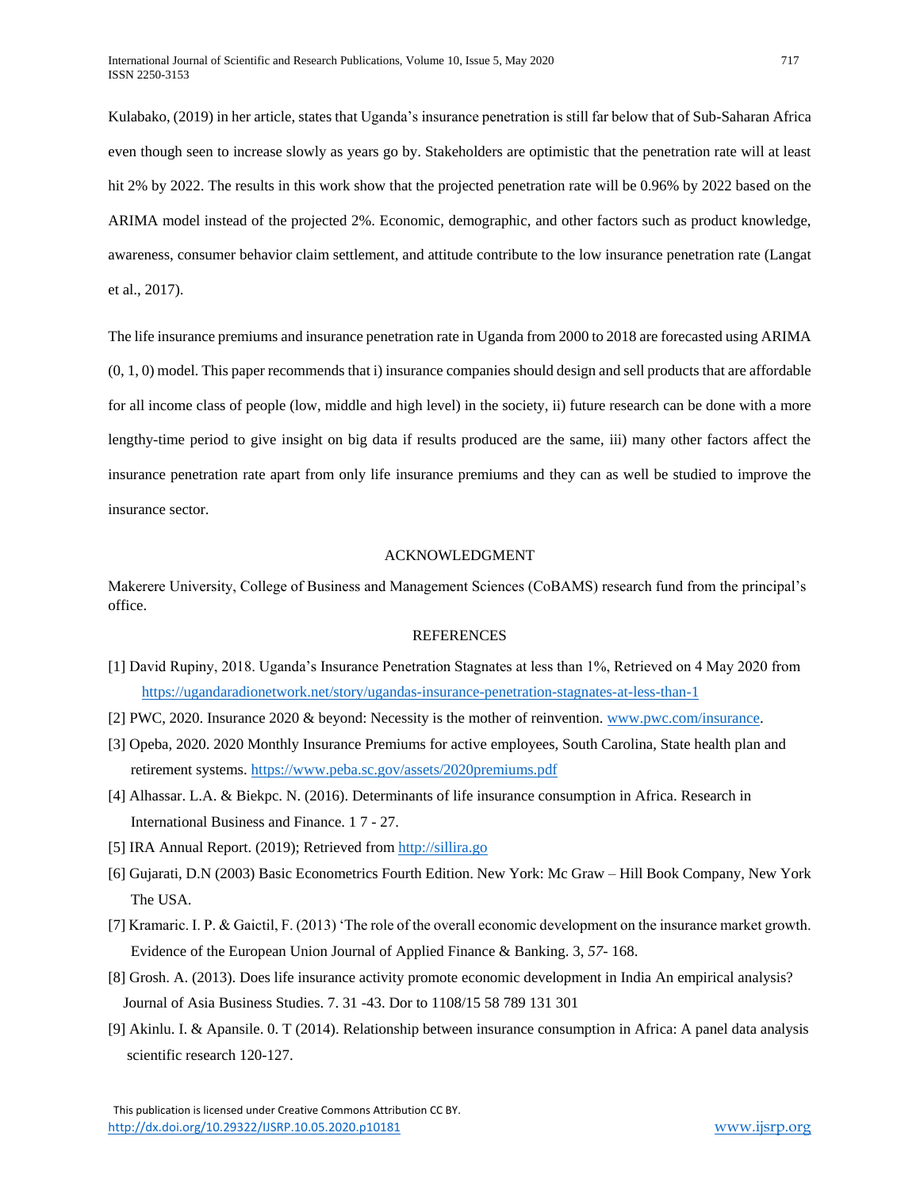Kulabako, (2019) in her article, states that Uganda's insurance penetration is still far below that of Sub-Saharan Africa even though seen to increase slowly as years go by. Stakeholders are optimistic that the penetration rate will at least hit 2% by 2022. The results in this work show that the projected penetration rate will be 0.96% by 2022 based on the ARIMA model instead of the projected 2%. Economic, demographic, and other factors such as product knowledge, awareness, consumer behavior claim settlement, and attitude contribute to the low insurance penetration rate (Langat et al., 2017).

The life insurance premiums and insurance penetration rate in Uganda from 2000 to 2018 are forecasted using ARIMA (0, 1, 0) model. This paper recommends that i) insurance companies should design and sell products that are affordable for all income class of people (low, middle and high level) in the society, ii) future research can be done with a more lengthy-time period to give insight on big data if results produced are the same, iii) many other factors affect the insurance penetration rate apart from only life insurance premiums and they can as well be studied to improve the insurance sector.

## ACKNOWLEDGMENT

Makerere University, College of Business and Management Sciences (CoBAMS) research fund from the principal's office.

## REFERENCES

[1] David Rupiny, 2018. Uganda's Insurance Penetration Stagnates at less than 1%, Retrieved on 4 May 2020 from https://ugandaradionetwork.net/story/ugandas-insurance-penetration-stagnates-at-less-than-1

[2] PWC, 2020. Insurance 2020 & beyond: Necessity is the mother of reinvention. www.pwc.com/insurance.

[3] Opeba, 2020. 2020 Monthly Insurance Premiums for active employees, South Carolina, State health plan and retirement systems. https://www.peba.sc.gov/assets/2020premiums.pdf

[4] Alhassar. L.A. & Biekpc. N. (2016). Determinants of life insurance consumption in Africa. Research in International Business and Finance. 1 7 - 27.

[5] IRA Annual Report. (2019); Retrieved from http://sillira.go

[6] Gujarati, D.N (2003) Basic Econometrics Fourth Edition. New York: Mc Graw – Hill Book Company, New York The USA.

[7] Kramaric. I. P. & Gaictil, F. (2013) 'The role of the overall economic development on the insurance market growth. Evidence of the European Union Journal of Applied Finance & Banking. 3, *57*- 168.

[8] Grosh. A. (2013). Does life insurance activity promote economic development in India An empirical analysis? Journal of Asia Business Studies. 7. 31 -43. Dor to 1108/15 58 789 131 301

[9] Akinlu. I. & Apansile. 0. T (2014). Relationship between insurance consumption in Africa: A panel data analysis scientific research 120-127.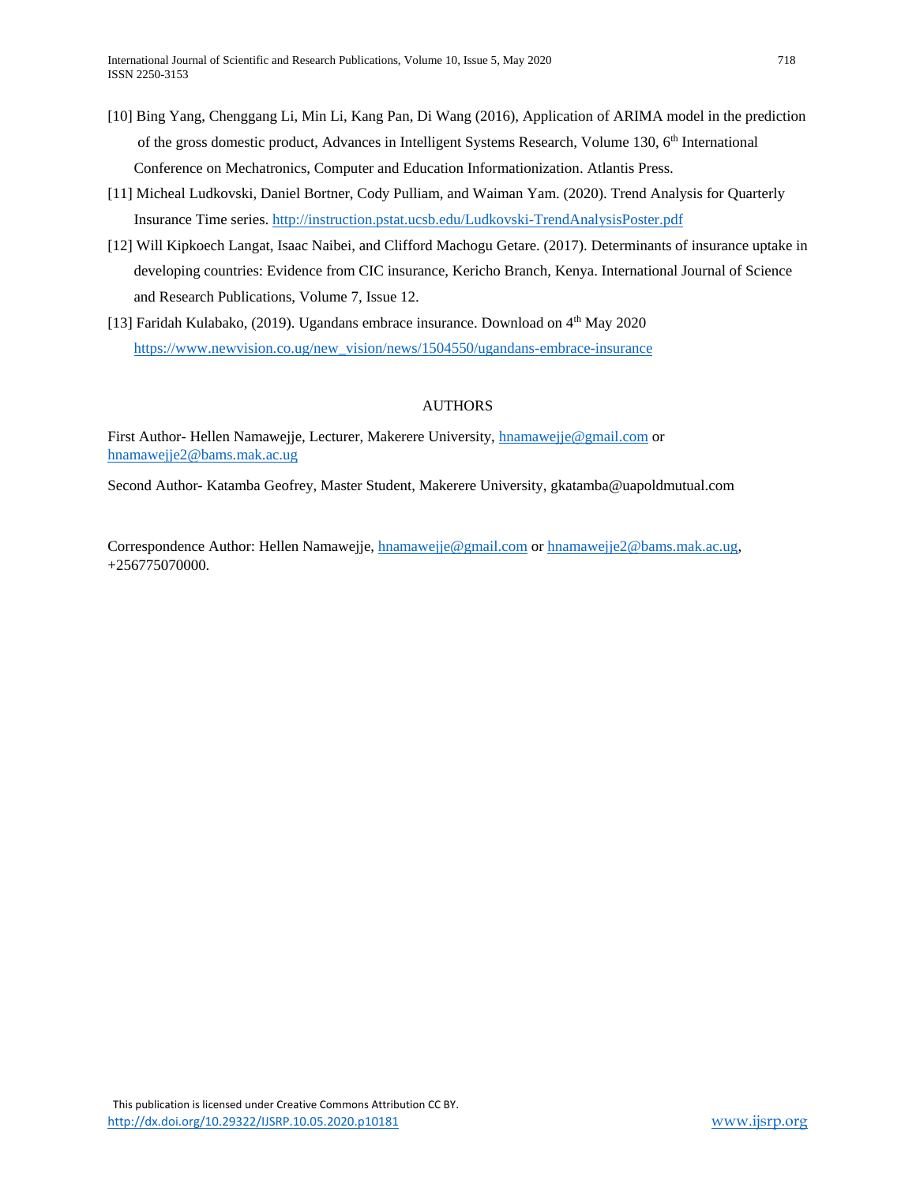[10] Bing Yang, Chenggang Li, Min Li, Kang Pan, Di Wang (2016), Application of ARIMA model in the prediction of the gross domestic product, Advances in Intelligent Systems Research, Volume 130, 6th International Conference on Mechatronics, Computer and Education Informationization. Atlantis Press.

[11] Micheal Ludkovski, Daniel Bortner, Cody Pulliam, and Waiman Yam. (2020). Trend Analysis for Quarterly Insurance Time series. http://instruction.pstat.ucsb.edu/Ludkovski-TrendAnalysisPoster.pdf

[12] Will Kipkoech Langat, Isaac Naibei, and Clifford Machogu Getare. (2017). Determinants of insurance uptake in developing countries: Evidence from CIC insurance, Kericho Branch, Kenya. International Journal of Science and Research Publications, Volume 7, Issue 12.

[13] Faridah Kulabako, (2019). Ugandans embrace insurance. Download on 4th May 2020 https://www.newvision.co.ug/new_vision/news/1504550/ugandans-embrace-insurance

## AUTHORS

First Author- Hellen Namawejje, Lecturer, Makerere University, hnamawejje@gmail.com or hnamawejje2@bams.mak.ac.ug

Second Author- Katamba Geofrey, Master Student, Makerere University, gkatamba@uapoldmutual.com

Correspondence Author: Hellen Namawejje, hnamawejje@gmail.com or hnamawejje2@bams.mak.ac.ug, +256775070000.